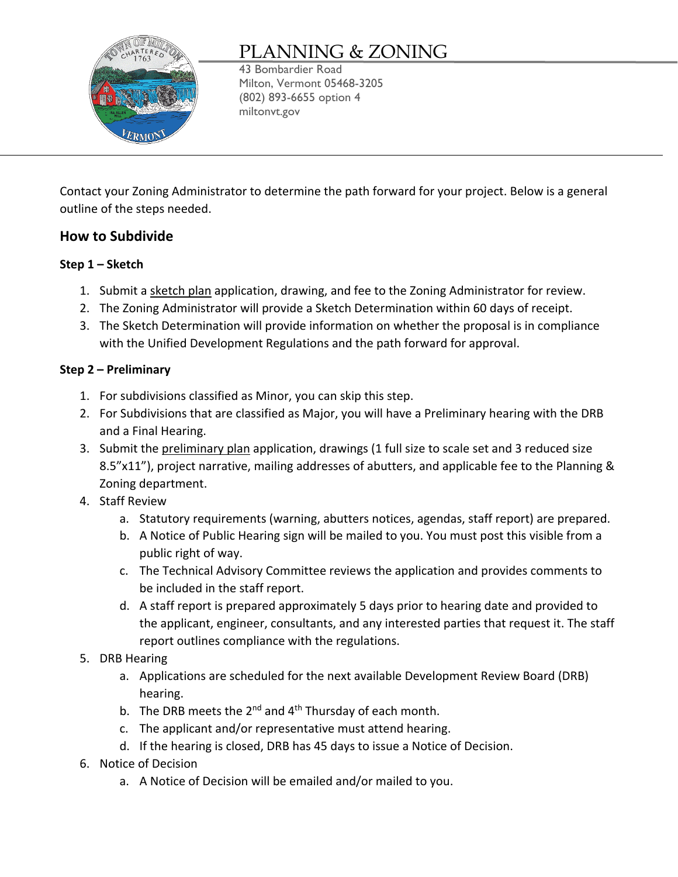# PLANNING & ZONING

43 Bombardier Road
Milton, Vermont 05468-3205
(802) 893-6655 option 4
miltonvt.gov

Contact your Zoning Administrator to determine the path forward for your project. Below is a general outline of the steps needed.

## How to Subdivide

### Step 1 – Sketch

1. Submit a sketch plan application, drawing, and fee to the Zoning Administrator for review.
2. The Zoning Administrator will provide a Sketch Determination within 60 days of receipt.
3. The Sketch Determination will provide information on whether the proposal is in compliance with the Unified Development Regulations and the path forward for approval.

### Step 2 – Preliminary

1. For subdivisions classified as Minor, you can skip this step.
2. For Subdivisions that are classified as Major, you will have a Preliminary hearing with the DRB and a Final Hearing.
3. Submit the preliminary plan application, drawings (1 full size to scale set and 3 reduced size 8.5"x11"), project narrative, mailing addresses of abutters, and applicable fee to the Planning & Zoning department.
4. Staff Review
   a. Statutory requirements (warning, abutters notices, agendas, staff report) are prepared.
   b. A Notice of Public Hearing sign will be mailed to you. You must post this visible from a public right of way.
   c. The Technical Advisory Committee reviews the application and provides comments to be included in the staff report.
   d. A staff report is prepared approximately 5 days prior to hearing date and provided to the applicant, engineer, consultants, and any interested parties that request it. The staff report outlines compliance with the regulations.
5. DRB Hearing
   a. Applications are scheduled for the next available Development Review Board (DRB) hearing.
   b. The DRB meets the 2nd and 4th Thursday of each month.
   c. The applicant and/or representative must attend hearing.
   d. If the hearing is closed, DRB has 45 days to issue a Notice of Decision.
6. Notice of Decision
   a. A Notice of Decision will be emailed and/or mailed to you.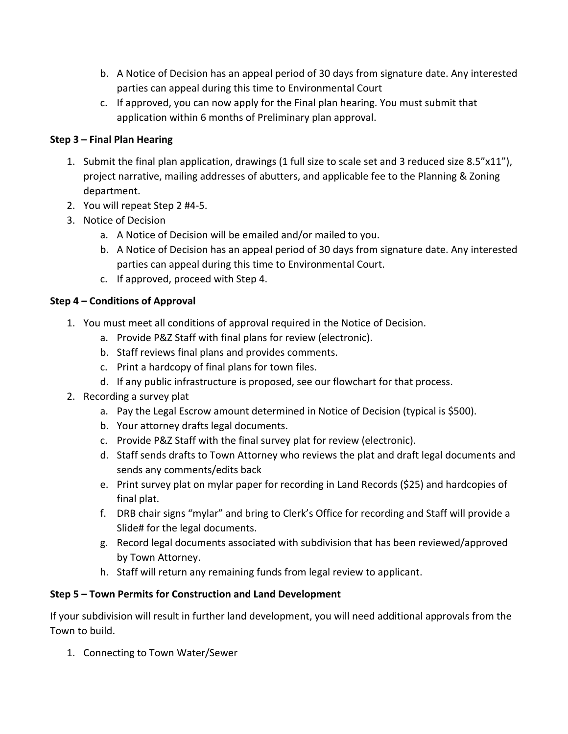b. A Notice of Decision has an appeal period of 30 days from signature date. Any interested parties can appeal during this time to Environmental Court
   c. If approved, you can now apply for the Final plan hearing. You must submit that application within 6 months of Preliminary plan approval.

**Step 3 – Final Plan Hearing**

1. Submit the final plan application, drawings (1 full size to scale set and 3 reduced size 8.5"x11"), project narrative, mailing addresses of abutters, and applicable fee to the Planning & Zoning department.
2. You will repeat Step 2 #4-5.
3. Notice of Decision
   a. A Notice of Decision will be emailed and/or mailed to you.
   b. A Notice of Decision has an appeal period of 30 days from signature date. Any interested parties can appeal during this time to Environmental Court.
   c. If approved, proceed with Step 4.

**Step 4 – Conditions of Approval**

1. You must meet all conditions of approval required in the Notice of Decision.
   a. Provide P&Z Staff with final plans for review (electronic).
   b. Staff reviews final plans and provides comments.
   c. Print a hardcopy of final plans for town files.
   d. If any public infrastructure is proposed, see our flowchart for that process.
2. Recording a survey plat
   a. Pay the Legal Escrow amount determined in Notice of Decision (typical is $500).
   b. Your attorney drafts legal documents.
   c. Provide P&Z Staff with the final survey plat for review (electronic).
   d. Staff sends drafts to Town Attorney who reviews the plat and draft legal documents and sends any comments/edits back
   e. Print survey plat on mylar paper for recording in Land Records ($25) and hardcopies of final plat.
   f. DRB chair signs "mylar" and bring to Clerk's Office for recording and Staff will provide a Slide# for the legal documents.
   g. Record legal documents associated with subdivision that has been reviewed/approved by Town Attorney.
   h. Staff will return any remaining funds from legal review to applicant.

**Step 5 – Town Permits for Construction and Land Development**

If your subdivision will result in further land development, you will need additional approvals from the Town to build.

1. Connecting to Town Water/Sewer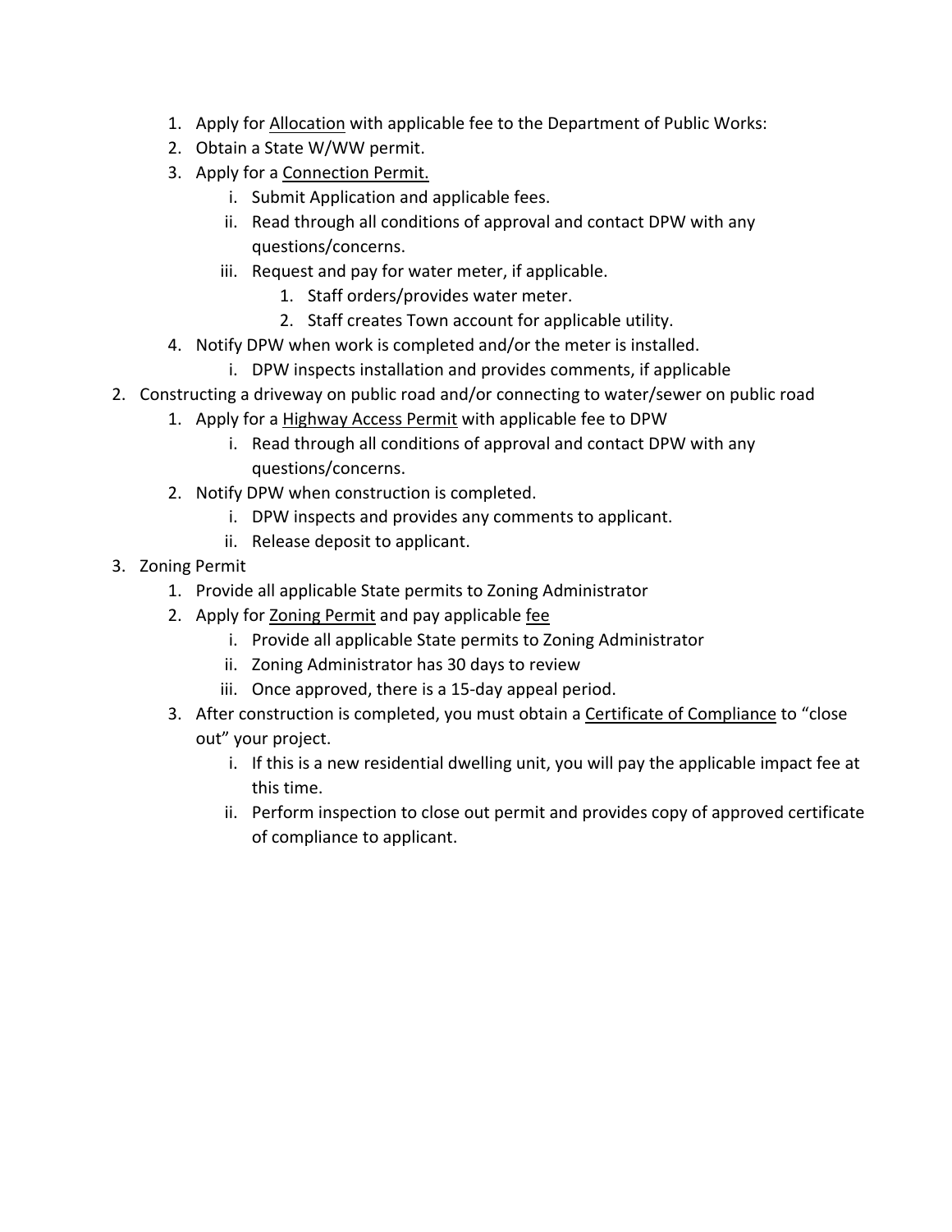1. Apply for Allocation with applicable fee to the Department of Public Works:
   2. Obtain a State W/WW permit.
   3. Apply for a Connection Permit.
      i. Submit Application and applicable fees.
      ii. Read through all conditions of approval and contact DPW with any questions/concerns.
      iii. Request and pay for water meter, if applicable.
         1. Staff orders/provides water meter.
         2. Staff creates Town account for applicable utility.
   4. Notify DPW when work is completed and/or the meter is installed.
      i. DPW inspects installation and provides comments, if applicable

2. Constructing a driveway on public road and/or connecting to water/sewer on public road
   1. Apply for a Highway Access Permit with applicable fee to DPW
      i. Read through all conditions of approval and contact DPW with any questions/concerns.
   2. Notify DPW when construction is completed.
      i. DPW inspects and provides any comments to applicant.
      ii. Release deposit to applicant.

3. Zoning Permit
   1. Provide all applicable State permits to Zoning Administrator
   2. Apply for Zoning Permit and pay applicable fee
      i. Provide all applicable State permits to Zoning Administrator
      ii. Zoning Administrator has 30 days to review
      iii. Once approved, there is a 15-day appeal period.
   3. After construction is completed, you must obtain a Certificate of Compliance to "close out" your project.
      i. If this is a new residential dwelling unit, you will pay the applicable impact fee at this time.
      ii. Perform inspection to close out permit and provides copy of approved certificate of compliance to applicant.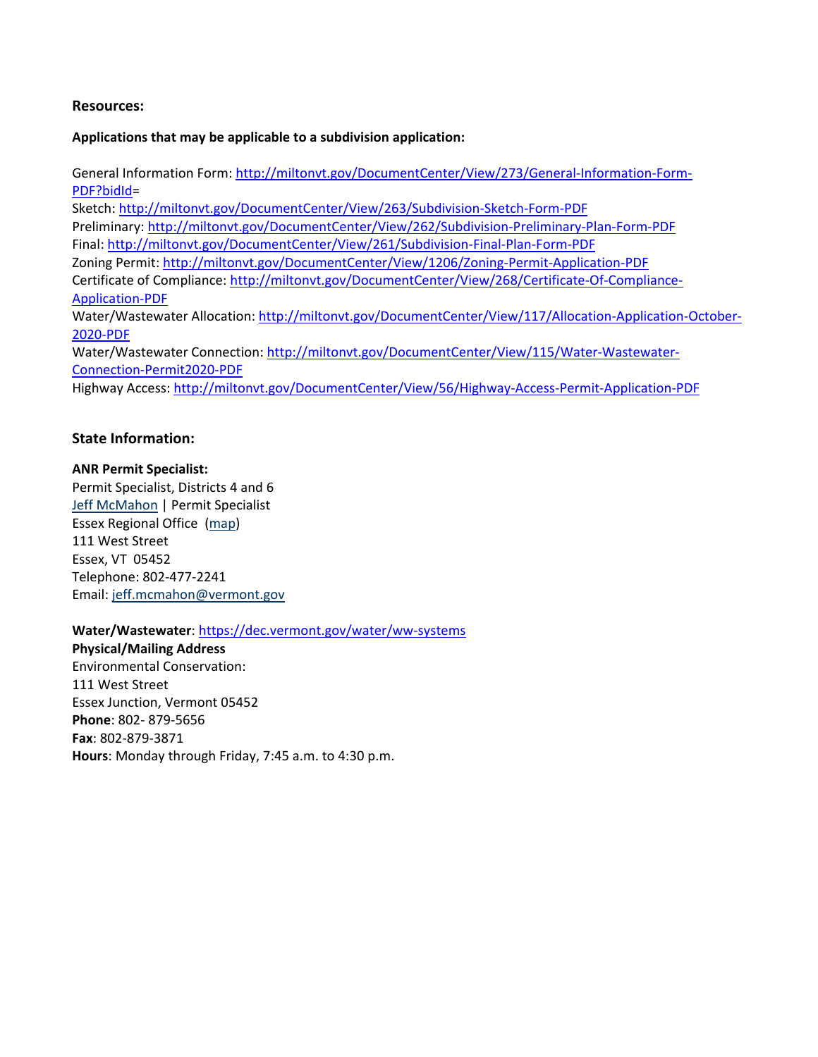### Resources:

**Applications that may be applicable to a subdivision application:**

General Information Form: http://miltonvt.gov/DocumentCenter/View/273/General-Information-Form-PDF?bidId=
Sketch: http://miltonvt.gov/DocumentCenter/View/263/Subdivision-Sketch-Form-PDF
Preliminary: http://miltonvt.gov/DocumentCenter/View/262/Subdivision-Preliminary-Plan-Form-PDF
Final: http://miltonvt.gov/DocumentCenter/View/261/Subdivision-Final-Plan-Form-PDF
Zoning Permit: http://miltonvt.gov/DocumentCenter/View/1206/Zoning-Permit-Application-PDF
Certificate of Compliance: http://miltonvt.gov/DocumentCenter/View/268/Certificate-Of-Compliance-Application-PDF
Water/Wastewater Allocation: http://miltonvt.gov/DocumentCenter/View/117/Allocation-Application-October-2020-PDF
Water/Wastewater Connection: http://miltonvt.gov/DocumentCenter/View/115/Water-Wastewater-Connection-Permit2020-PDF
Highway Access: http://miltonvt.gov/DocumentCenter/View/56/Highway-Access-Permit-Application-PDF

### State Information:

**ANR Permit Specialist:**
Permit Specialist, Districts 4 and 6
Jeff McMahon | Permit Specialist
Essex Regional Office (map)
111 West Street
Essex, VT 05452
Telephone: 802-477-2241
Email: jeff.mcmahon@vermont.gov

**Water/Wastewater**: https://dec.vermont.gov/water/ww-systems
**Physical/Mailing Address**
Environmental Conservation:
111 West Street
Essex Junction, Vermont 05452
**Phone**: 802- 879-5656
**Fax**: 802-879-3871
**Hours**: Monday through Friday, 7:45 a.m. to 4:30 p.m.